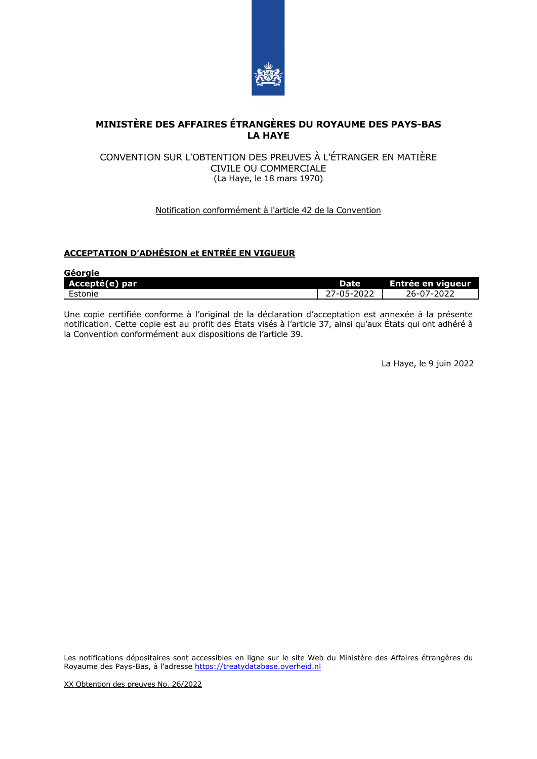**MINISTÈRE DES AFFAIRES ÉTRANGÈRES DU ROYAUME DES PAYS-BAS**
**LA HAYE**

CONVENTION SUR L'OBTENTION DES PREUVES À L'ÉTRANGER EN MATIÈRE CIVILE OU COMMERCIALE
(La Haye, le 18 mars 1970)

Notification conformément à l'article 42 de la Convention

## ACCEPTATION D'ADHÉSION et ENTRÉE EN VIGUEUR

**Géorgie**

| Accepté(e) par | Date | Entrée en vigueur |
|---|---|---|
| Estonie | 27-05-2022 | 26-07-2022 |

Une copie certifiée conforme à l'original de la déclaration d'acceptation est annexée à la présente notification. Cette copie est au profit des États visés à l'article 37, ainsi qu'aux États qui ont adhéré à la Convention conformément aux dispositions de l'article 39.

La Haye, le 9 juin 2022

Les notifications dépositaires sont accessibles en ligne sur le site Web du Ministère des Affaires étrangères du Royaume des Pays-Bas, à l'adresse https://treatydatabase.overheid.nl

XX Obtention des preuves No. 26/2022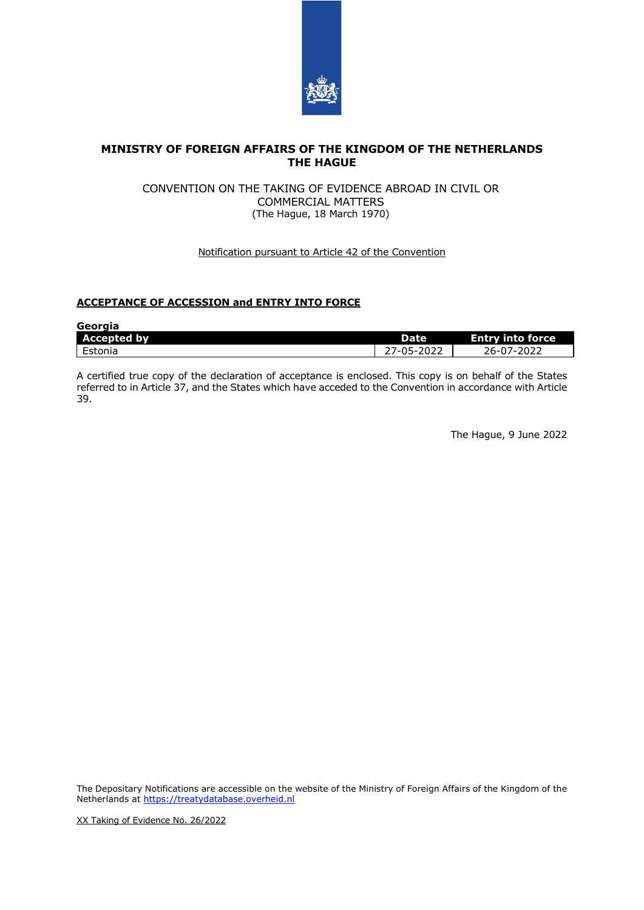**MINISTRY OF FOREIGN AFFAIRS OF THE KINGDOM OF THE NETHERLANDS**
**THE HAGUE**

CONVENTION ON THE TAKING OF EVIDENCE ABROAD IN CIVIL OR COMMERCIAL MATTERS
(The Hague, 18 March 1970)

Notification pursuant to Article 42 of the Convention

**ACCEPTANCE OF ACCESSION and ENTRY INTO FORCE**

**Georgia**

| Accepted by | Date | Entry into force |
|---|---|---|
| Estonia | 27-05-2022 | 26-07-2022 |

A certified true copy of the declaration of acceptance is enclosed. This copy is on behalf of the States referred to in Article 37, and the States which have acceded to the Convention in accordance with Article 39.

The Hague, 9 June 2022

The Depositary Notifications are accessible on the website of the Ministry of Foreign Affairs of the Kingdom of the Netherlands at https://treatydatabase.overheid.nl

XX Taking of Evidence No. 26/2022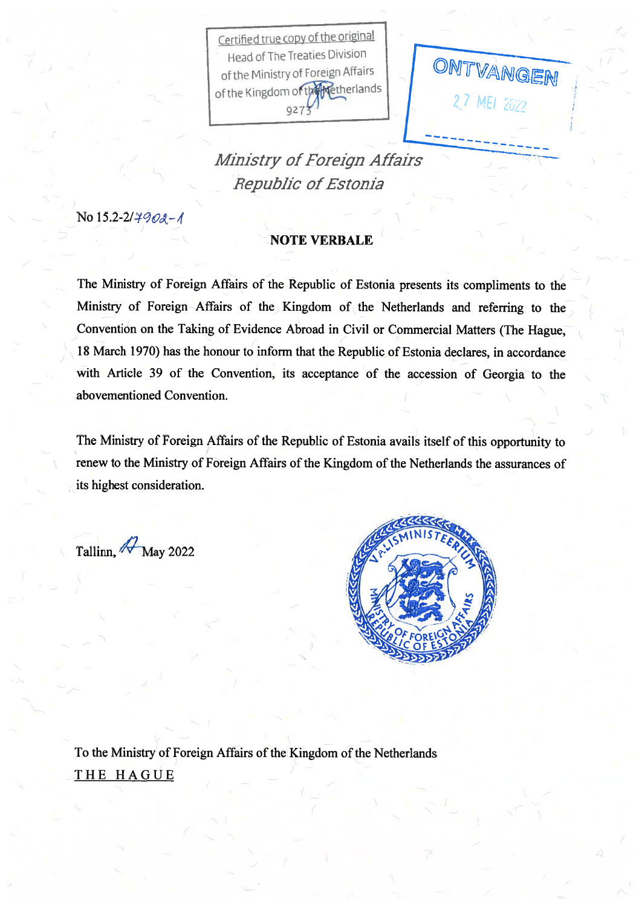Certified true copy of the original
Head of The Treaties Division
of the Ministry of Foreign Affairs
of the Kingdom of the Netherlands
9273

ONTVANGEN

27 MEI 2022

*Ministry of Foreign Affairs*
*Republic of Estonia*

No 15.2-2/7902-1

**NOTE VERBALE**

The Ministry of Foreign Affairs of the Republic of Estonia presents its compliments to the Ministry of Foreign Affairs of the Kingdom of the Netherlands and referring to the Convention on the Taking of Evidence Abroad in Civil or Commercial Matters (The Hague, 18 March 1970) has the honour to inform that the Republic of Estonia declares, in accordance with Article 39 of the Convention, its acceptance of the accession of Georgia to the abovementioned Convention.

The Ministry of Foreign Affairs of the Republic of Estonia avails itself of this opportunity to renew to the Ministry of Foreign Affairs of the Kingdom of the Netherlands the assurances of its highest consideration.

Tallinn, 4 May 2022

VÄLISMINISTEERIUM
MINISTRY OF FOREIGN AFFAIRS
REPUBLIC OF ESTONIA

To the Ministry of Foreign Affairs of the Kingdom of the Netherlands
THE HAGUE